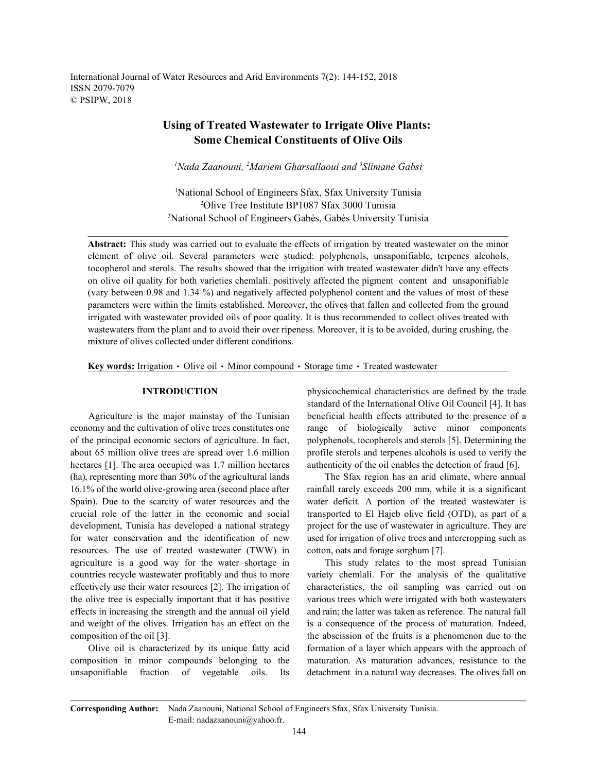International Journal of Water Resources and Arid Environments 7(2): 144-152, 2018
ISSN 2079-7079
© PSIPW, 2018

# Using of Treated Wastewater to Irrigate Olive Plants: Some Chemical Constituents of Olive Oils

*[1]Nada Zaanouni, [2]Mariem Gharsallaoui and [3]Slimane Gabsi*

[1]National School of Engineers Sfax, Sfax University Tunisia
[2]Olive Tree Institute BP1087 Sfax 3000 Tunisia
[3]National School of Engineers Gabès, Gabès University Tunisia

**Abstract:** This study was carried out to evaluate the effects of irrigation by treated wastewater on the minor element of olive oil. Several parameters were studied: polyphenols, unsaponifiable, terpenes alcohols, tocopherol and sterols. The results showed that the irrigation with treated wastewater didn't have any effects on olive oil quality for both varieties chemlali. positively affected the pigment content and unsaponifiable (vary between 0.98 and 1.34 %) and negatively affected polyphenol content and the values of most of these parameters were within the limits established. Moreover, the olives that fallen and collected from the ground irrigated with wastewater provided oils of poor quality. It is thus recommended to collect olives treated with wastewaters from the plant and to avoid their over ripeness. Moreover, it is to be avoided, during crushing, the mixture of olives collected under different conditions.

**Key words:** Irrigation • Olive oil • Minor compound • Storage time • Treated wastewater

## INTRODUCTION

Agriculture is the major mainstay of the Tunisian economy and the cultivation of olive trees constitutes one of the principal economic sectors of agriculture. In fact, about 65 million olive trees are spread over 1.6 million hectares [1]. The area occupied was 1.7 million hectares (ha), representing more than 30% of the agricultural lands 16.1% of the world olive-growing area (second place after Spain). Due to the scarcity of water resources and the crucial role of the latter in the economic and social development, Tunisia has developed a national strategy for water conservation and the identification of new resources. The use of treated wastewater (TWW) in agriculture is a good way for the water shortage in countries recycle wastewater profitably and thus to more effectively use their water resources [2]. The irrigation of the olive tree is especially important that it has positive effects in increasing the strength and the annual oil yield and weight of the olives. Irrigation has an effect on the composition of the oil [3].

Olive oil is characterized by its unique fatty acid composition in minor compounds belonging to the unsaponifiable fraction of vegetable oils. Its physicochemical characteristics are defined by the trade standard of the International Olive Oil Council [4]. It has beneficial health effects attributed to the presence of a range of biologically active minor components polyphenols, tocopherols and sterols [5]. Determining the profile sterols and terpenes alcohols is used to verify the authenticity of the oil enables the detection of fraud [6].

The Sfax region has an arid climate, where annual rainfall rarely exceeds 200 mm, while it is a significant water deficit. A portion of the treated wastewater is transported to El Hajeb olive field (OTD), as part of a project for the use of wastewater in agriculture. They are used for irrigation of olive trees and intercropping such as cotton, oats and forage sorghum [7].

This study relates to the most spread Tunisian variety chemlali. For the analysis of the qualitative characteristics, the oil sampling was carried out on various trees which were irrigated with both wastewaters and rain; the latter was taken as reference. The natural fall is a consequence of the process of maturation. Indeed, the abscission of the fruits is a phenomenon due to the formation of a layer which appears with the approach of maturation. As maturation advances, resistance to the detachment in a natural way decreases. The olives fall on

**Corresponding Author:** Nada Zaanouni, National School of Engineers Sfax, Sfax University Tunisia.
E-mail: nadazaanouni@yahoo.fr.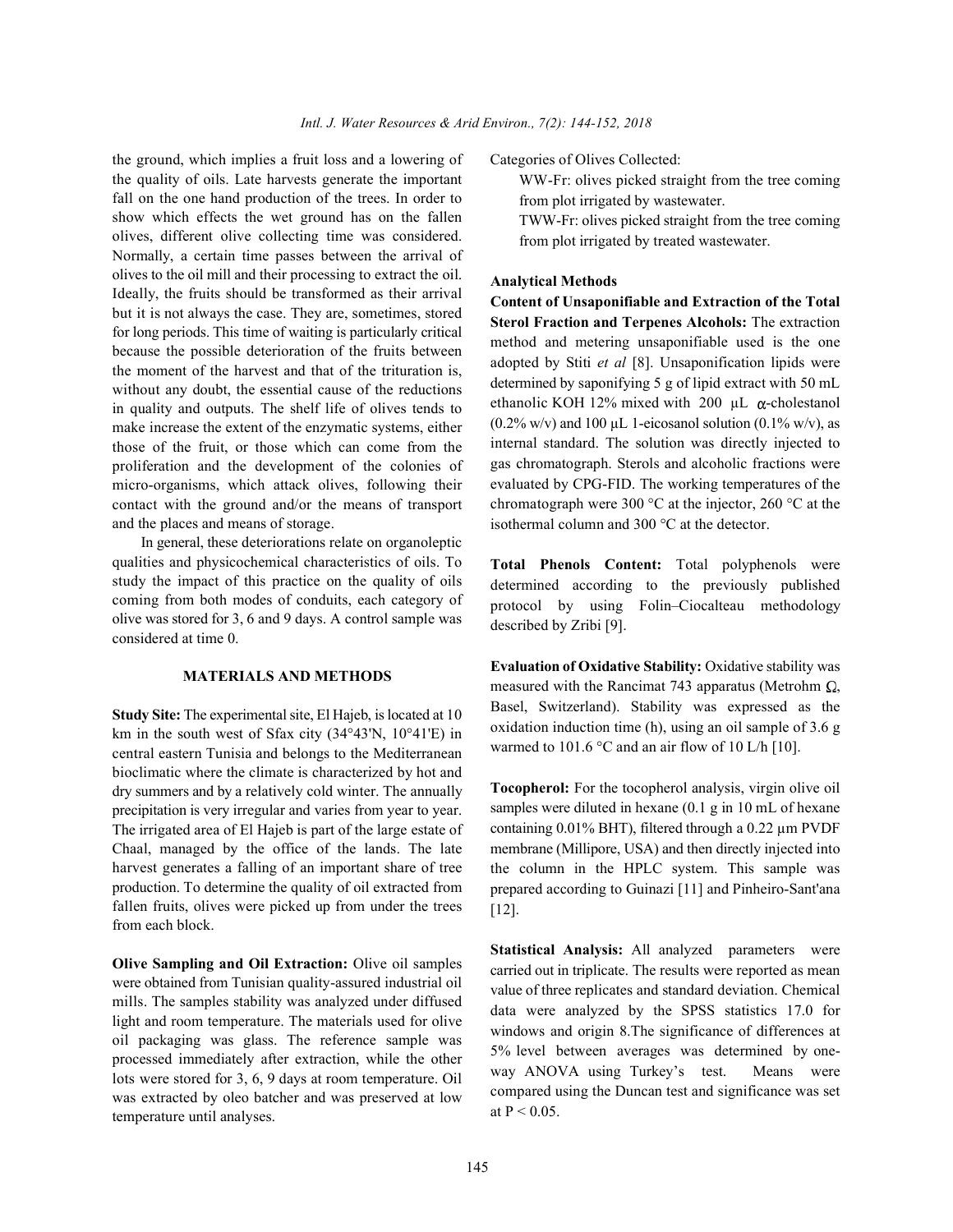the ground, which implies a fruit loss and a lowering of the quality of oils. Late harvests generate the important fall on the one hand production of the trees. In order to show which effects the wet ground has on the fallen olives, different olive collecting time was considered. Normally, a certain time passes between the arrival of olives to the oil mill and their processing to extract the oil. Ideally, the fruits should be transformed as their arrival but it is not always the case. They are, sometimes, stored for long periods. This time of waiting is particularly critical because the possible deterioration of the fruits between the moment of the harvest and that of the trituration is, without any doubt, the essential cause of the reductions in quality and outputs. The shelf life of olives tends to make increase the extent of the enzymatic systems, either those of the fruit, or those which can come from the proliferation and the development of the colonies of micro-organisms, which attack olives, following their contact with the ground and/or the means of transport and the places and means of storage.

In general, these deteriorations relate on organoleptic qualities and physicochemical characteristics of oils. To study the impact of this practice on the quality of oils coming from both modes of conduits, each category of olive was stored for 3, 6 and 9 days. A control sample was considered at time 0.

## MATERIALS AND METHODS

**Study Site:** The experimental site, El Hajeb, is located at 10 km in the south west of Sfax city (34°43'N, 10°41'E) in central eastern Tunisia and belongs to the Mediterranean bioclimatic where the climate is characterized by hot and dry summers and by a relatively cold winter. The annually precipitation is very irregular and varies from year to year. The irrigated area of El Hajeb is part of the large estate of Chaal, managed by the office of the lands. The late harvest generates a falling of an important share of tree production. To determine the quality of oil extracted from fallen fruits, olives were picked up from under the trees from each block.

**Olive Sampling and Oil Extraction:** Olive oil samples were obtained from Tunisian quality-assured industrial oil mills. The samples stability was analyzed under diffused light and room temperature. The materials used for olive oil packaging was glass. The reference sample was processed immediately after extraction, while the other lots were stored for 3, 6, 9 days at room temperature. Oil was extracted by oleo batcher and was preserved at low temperature until analyses.

Categories of Olives Collected:

- WW-Fr: olives picked straight from the tree coming from plot irrigated by wastewater.
- TWW-Fr: olives picked straight from the tree coming from plot irrigated by treated wastewater.

### Analytical Methods

**Content of Unsaponifiable and Extraction of the Total Sterol Fraction and Terpenes Alcohols:** The extraction method and metering unsaponifiable used is the one adopted by Stiti *et al* [8]. Unsaponification lipids were determined by saponifying 5 g of lipid extract with 50 mL ethanolic KOH 12% mixed with 200 μL α-cholestanol (0.2% w/v) and 100 μL 1-eicosanol solution (0.1% w/v), as internal standard. The solution was directly injected to gas chromatograph. Sterols and alcoholic fractions were evaluated by CPG-FID. The working temperatures of the chromatograph were 300 °C at the injector, 260 °C at the isothermal column and 300 °C at the detector.

**Total Phenols Content:** Total polyphenols were determined according to the previously published protocol by using Folin–Ciocalteau methodology described by Zribi [9].

**Evaluation of Oxidative Stability:** Oxidative stability was measured with the Rancimat 743 apparatus (Metrohm Ω, Basel, Switzerland). Stability was expressed as the oxidation induction time (h), using an oil sample of 3.6 g warmed to 101.6 °C and an air flow of 10 L/h [10].

**Tocopherol:** For the tocopherol analysis, virgin olive oil samples were diluted in hexane (0.1 g in 10 mL of hexane containing 0.01% BHT), filtered through a 0.22 μm PVDF membrane (Millipore, USA) and then directly injected into the column in the HPLC system. This sample was prepared according to Guinazi [11] and Pinheiro-Sant'ana [12].

**Statistical Analysis:** All analyzed parameters were carried out in triplicate. The results were reported as mean value of three replicates and standard deviation. Chemical data were analyzed by the SPSS statistics 17.0 for windows and origin 8.The significance of differences at 5% level between averages was determined by one-way ANOVA using Turkey's test. Means were compared using the Duncan test and significance was set at $P < 0.05$.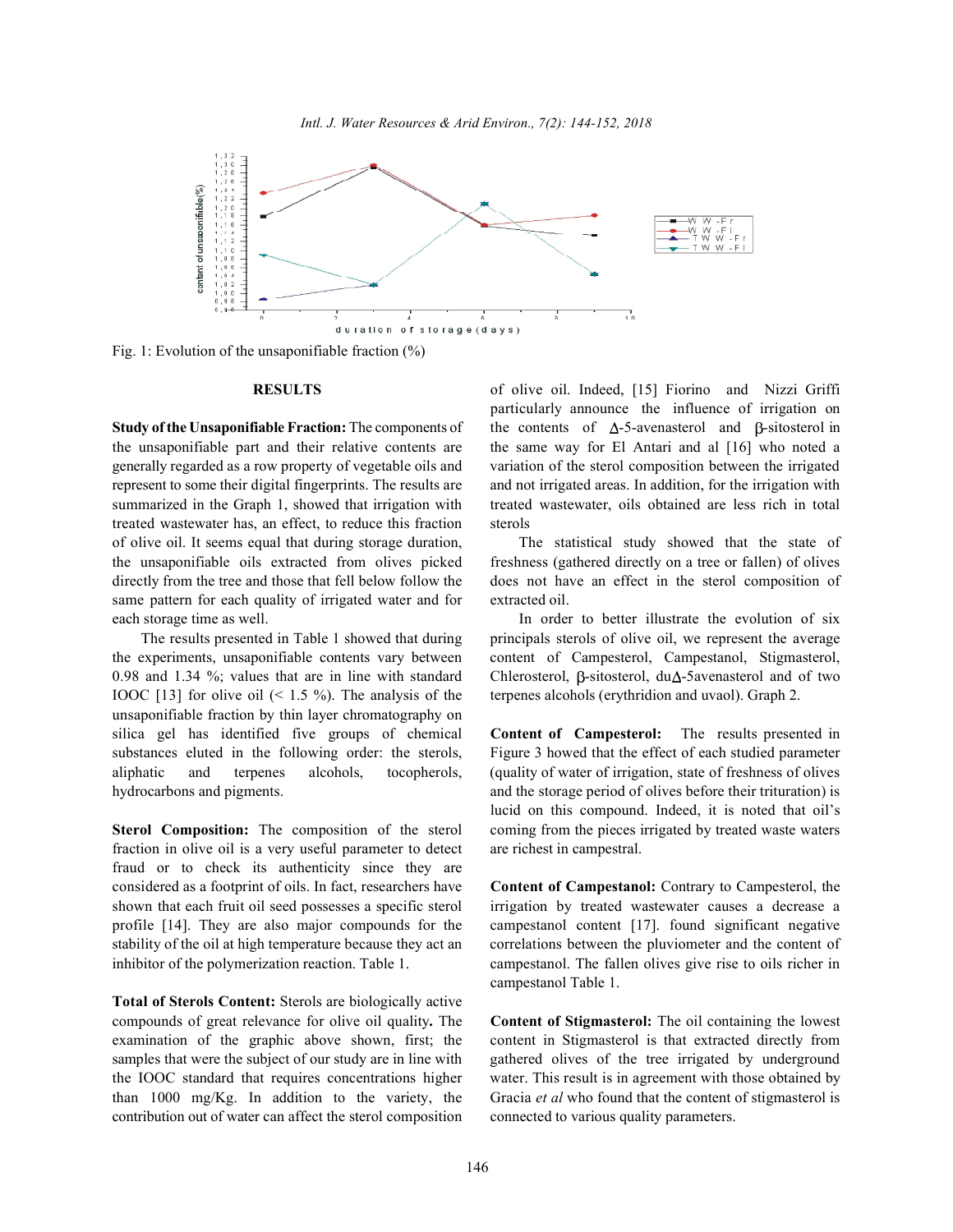Fig. 1: Evolution of the unsaponifiable fraction (%)

## RESULTS

**Study of the Unsaponifiable Fraction:** The components of the unsaponifiable part and their relative contents are generally regarded as a row property of vegetable oils and represent to some their digital fingerprints. The results are summarized in the Graph 1, showed that irrigation with treated wastewater has, an effect, to reduce this fraction of olive oil. It seems equal that during storage duration, the unsaponifiable oils extracted from olives picked directly from the tree and those that fell below follow the same pattern for each quality of irrigated water and for each storage time as well.

The results presented in Table 1 showed that during the experiments, unsaponifiable contents vary between 0.98 and 1.34 %; values that are in line with standard IOOC [13] for olive oil (< 1.5 %). The analysis of the unsaponifiable fraction by thin layer chromatography on silica gel has identified five groups of chemical substances eluted in the following order: the sterols, aliphatic and terpenes alcohols, tocopherols, hydrocarbons and pigments.

**Sterol Composition:** The composition of the sterol fraction in olive oil is a very useful parameter to detect fraud or to check its authenticity since they are considered as a footprint of oils. In fact, researchers have shown that each fruit oil seed possesses a specific sterol profile [14]. They are also major compounds for the stability of the oil at high temperature because they act an inhibitor of the polymerization reaction. Table 1.

**Total of Sterols Content:** Sterols are biologically active compounds of great relevance for olive oil quality**.** The examination of the graphic above shown, first; the samples that were the subject of our study are in line with the IOOC standard that requires concentrations higher than 1000 mg/Kg. In addition to the variety, the contribution out of water can affect the sterol composition of olive oil. Indeed, [15] Fiorino and Nizzi Griffi particularly announce the influence of irrigation on the contents of Δ-5-avenasterol and β-sitosterol in the same way for El Antari and al [16] who noted a variation of the sterol composition between the irrigated and not irrigated areas. In addition, for the irrigation with treated wastewater, oils obtained are less rich in total sterols

The statistical study showed that the state of freshness (gathered directly on a tree or fallen) of olives does not have an effect in the sterol composition of extracted oil.

In order to better illustrate the evolution of six principals sterols of olive oil, we represent the average content of Campesterol, Campestanol, Stigmasterol, Chlerosterol, β-sitosterol, duΔ-5avenasterol and of two terpenes alcohols (erythridion and uvaol). Graph 2.

**Content of Campesterol:** The results presented in Figure 3 howed that the effect of each studied parameter (quality of water of irrigation, state of freshness of olives and the storage period of olives before their trituration) is lucid on this compound. Indeed, it is noted that oil's coming from the pieces irrigated by treated waste waters are richest in campestral.

**Content of Campestanol:** Contrary to Campesterol, the irrigation by treated wastewater causes a decrease a campestanol content [17]. found significant negative correlations between the pluviometer and the content of campestanol. The fallen olives give rise to oils richer in campestanol Table 1.

**Content of Stigmasterol:** The oil containing the lowest content in Stigmasterol is that extracted directly from gathered olives of the tree irrigated by underground water. This result is in agreement with those obtained by Gracia *et al* who found that the content of stigmasterol is connected to various quality parameters.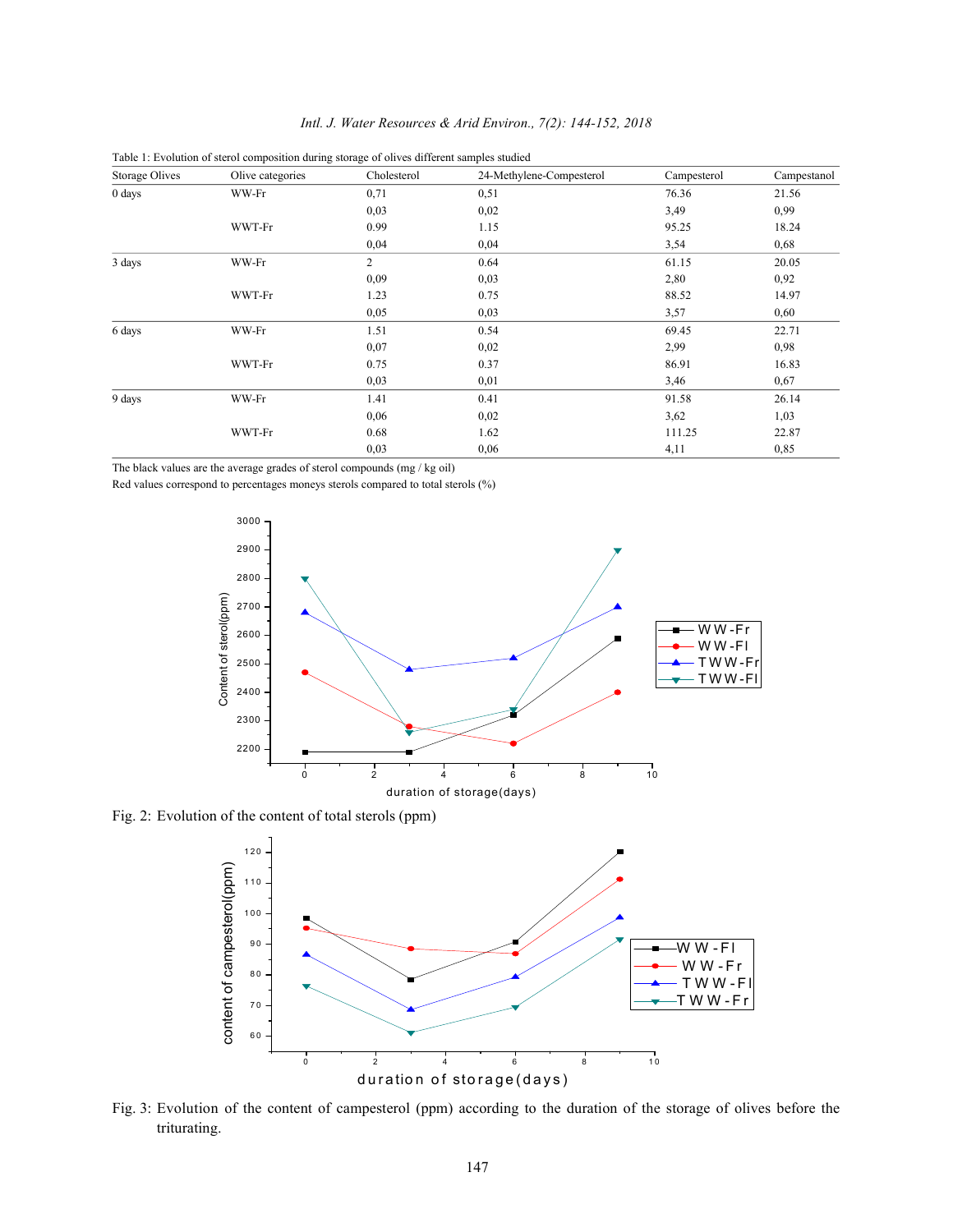Table 1: Evolution of sterol composition during storage of olives different samples studied

| Storage Olives | Olive categories | Cholesterol | 24-Methylene-Compesterol | Campesterol | Campestanol |
|---|---|---|---|---|---|
| 0 days | WW-Fr | 0,71 | 0,51 | 76.36 | 21.56 |
| | | 0,03 | 0,02 | 3,49 | 0,99 |
| | WWT-Fr | 0.99 | 1.15 | 95.25 | 18.24 |
| | | 0,04 | 0,04 | 3,54 | 0,68 |
| 3 days | WW-Fr | 2 | 0.64 | 61.15 | 20.05 |
| | | 0,09 | 0,03 | 2,80 | 0,92 |
| | WWT-Fr | 1.23 | 0.75 | 88.52 | 14.97 |
| | | 0,05 | 0,03 | 3,57 | 0,60 |
| 6 days | WW-Fr | 1.51 | 0.54 | 69.45 | 22.71 |
| | | 0,07 | 0,02 | 2,99 | 0,98 |
| | WWT-Fr | 0.75 | 0.37 | 86.91 | 16.83 |
| | | 0,03 | 0,01 | 3,46 | 0,67 |
| 9 days | WW-Fr | 1.41 | 0.41 | 91.58 | 26.14 |
| | | 0,06 | 0,02 | 3,62 | 1,03 |
| | WWT-Fr | 0.68 | 1.62 | 111.25 | 22.87 |
| | | 0,03 | 0,06 | 4,11 | 0,85 |

The black values are the average grades of sterol compounds (mg / kg oil)

Red values correspond to percentages moneys sterols compared to total sterols (%)

Fig. 2: Evolution of the content of total sterols (ppm)

Fig. 3: Evolution of the content of campesterol (ppm) according to the duration of the storage of olives before the triturating.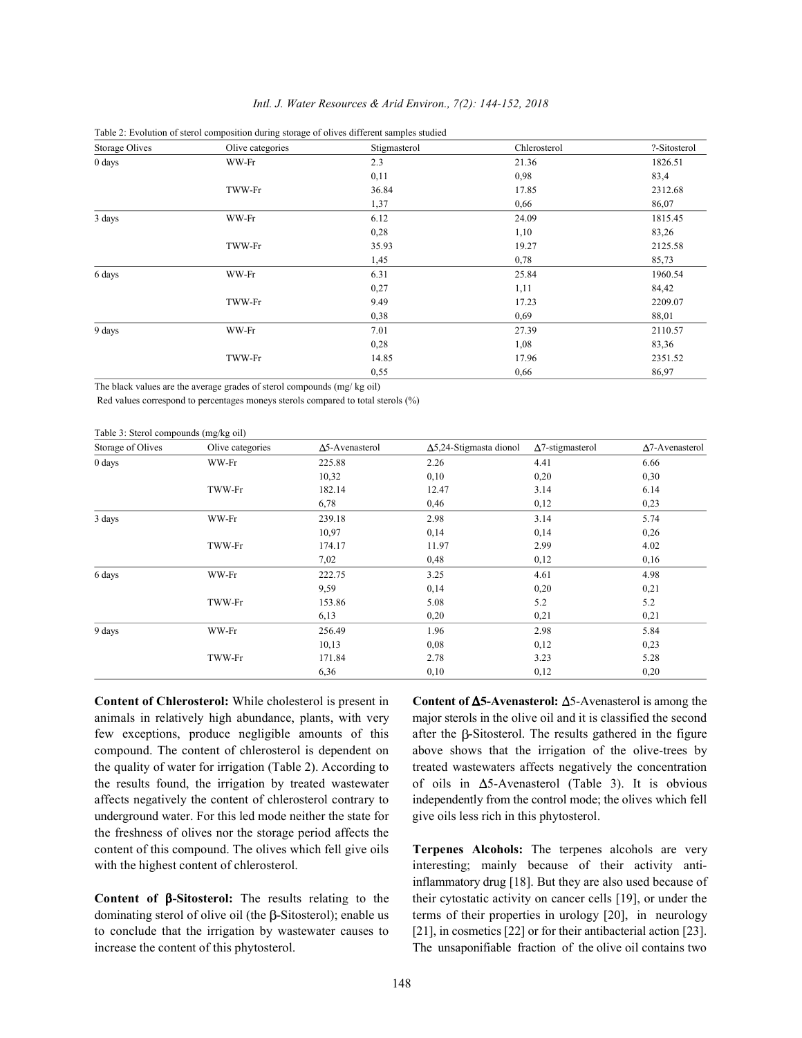Table 2: Evolution of sterol composition during storage of olives different samples studied

| Storage Olives | Olive categories | Stigmasterol | Chlerosterol | ?-Sitosterol |
|---|---|---|---|---|
| 0 days | WW-Fr | 2.3 | 21.36 | 1826.51 |
| | | 0,11 | 0,98 | 83,4 |
| | TWW-Fr | 36.84 | 17.85 | 2312.68 |
| | | 1,37 | 0,66 | 86,07 |
| 3 days | WW-Fr | 6.12 | 24.09 | 1815.45 |
| | | 0,28 | 1,10 | 83,26 |
| | TWW-Fr | 35.93 | 19.27 | 2125.58 |
| | | 1,45 | 0,78 | 85,73 |
| 6 days | WW-Fr | 6.31 | 25.84 | 1960.54 |
| | | 0,27 | 1,11 | 84,42 |
| | TWW-Fr | 9.49 | 17.23 | 2209.07 |
| | | 0,38 | 0,69 | 88,01 |
| 9 days | WW-Fr | 7.01 | 27.39 | 2110.57 |
| | | 0,28 | 1,08 | 83,36 |
| | TWW-Fr | 14.85 | 17.96 | 2351.52 |
| | | 0,55 | 0,66 | 86,97 |

The black values are the average grades of sterol compounds (mg/ kg oil)
Red values correspond to percentages moneys sterols compared to total sterols (%)

Table 3: Sterol compounds (mg/kg oil)

| Storage of Olives | Olive categories | Δ5-Avenasterol | Δ5,24-Stigmasta dionol | Δ7-stigmasterol | Δ7-Avenasterol |
|---|---|---|---|---|---|
| 0 days | WW-Fr | 225.88 | 2.26 | 4.41 | 6.66 |
| | | 10,32 | 0,10 | 0,20 | 0,30 |
| | TWW-Fr | 182.14 | 12.47 | 3.14 | 6.14 |
| | | 6,78 | 0,46 | 0,12 | 0,23 |
| 3 days | WW-Fr | 239.18 | 2.98 | 3.14 | 5.74 |
| | | 10,97 | 0,14 | 0,14 | 0,26 |
| | TWW-Fr | 174.17 | 11.97 | 2.99 | 4.02 |
| | | 7,02 | 0,48 | 0,12 | 0,16 |
| 6 days | WW-Fr | 222.75 | 3.25 | 4.61 | 4.98 |
| | | 9,59 | 0,14 | 0,20 | 0,21 |
| | TWW-Fr | 153.86 | 5.08 | 5.2 | 5.2 |
| | | 6,13 | 0,20 | 0,21 | 0,21 |
| 9 days | WW-Fr | 256.49 | 1.96 | 2.98 | 5.84 |
| | | 10,13 | 0,08 | 0,12 | 0,23 |
| | TWW-Fr | 171.84 | 2.78 | 3.23 | 5.28 |
| | | 6,36 | 0,10 | 0,12 | 0,20 |

**Content of Chlerosterol:** While cholesterol is present in animals in relatively high abundance, plants, with very few exceptions, produce negligible amounts of this compound. The content of chlerosterol is dependent on the quality of water for irrigation (Table 2). According to the results found, the irrigation by treated wastewater affects negatively the content of chlerosterol contrary to underground water. For this led mode neither the state for the freshness of olives nor the storage period affects the content of this compound. The olives which fell give oils with the highest content of chlerosterol.

**Content of β-Sitosterol:** The results relating to the dominating sterol of olive oil (the β-Sitosterol); enable us to conclude that the irrigation by wastewater causes to increase the content of this phytosterol.

**Content of Δ5-Avenasterol:** Δ5-Avenasterol is among the major sterols in the olive oil and it is classified the second after the β-Sitosterol. The results gathered in the figure above shows that the irrigation of the olive-trees by treated wastewaters affects negatively the concentration of oils in Δ5-Avenasterol (Table 3). It is obvious independently from the control mode; the olives which fell give oils less rich in this phytosterol.

**Terpenes Alcohols:** The terpenes alcohols are very interesting; mainly because of their activity anti-inflammatory drug [18]. But they are also used because of their cytostatic activity on cancer cells [19], or under the terms of their properties in urology [20], in neurology [21], in cosmetics [22] or for their antibacterial action [23]. The unsaponifiable fraction of the olive oil contains two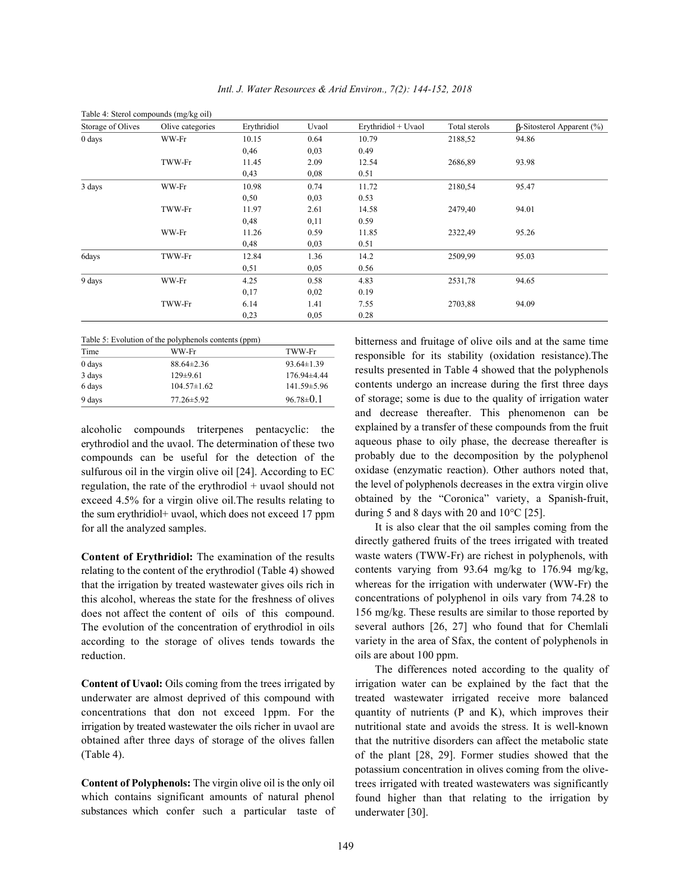Table 4: Sterol compounds (mg/kg oil)

| Storage of Olives | Olive categories | Erythridiol | Uvaol | Erythridiol + Uvaol | Total sterols | β-Sitosterol Apparent (%) |
|---|---|---|---|---|---|---|
| 0 days | WW-Fr | 10.15 | 0.64 | 10.79 | 2188,52 | 94.86 |
| | | 0,46 | 0,03 | 0.49 | | |
| | TWW-Fr | 11.45 | 2.09 | 12.54 | 2686,89 | 93.98 |
| | | 0,43 | 0,08 | 0.51 | | |
| 3 days | WW-Fr | 10.98 | 0.74 | 11.72 | 2180,54 | 95.47 |
| | | 0,50 | 0,03 | 0.53 | | |
| | TWW-Fr | 11.97 | 2.61 | 14.58 | 2479,40 | 94.01 |
| | | 0,48 | 0,11 | 0.59 | | |
| | WW-Fr | 11.26 | 0.59 | 11.85 | 2322,49 | 95.26 |
| | | 0,48 | 0,03 | 0.51 | | |
| 6days | TWW-Fr | 12.84 | 1.36 | 14.2 | 2509,99 | 95.03 |
| | | 0,51 | 0,05 | 0.56 | | |
| 9 days | WW-Fr | 4.25 | 0.58 | 4.83 | 2531,78 | 94.65 |
| | | 0,17 | 0,02 | 0.19 | | |
| | TWW-Fr | 6.14 | 1.41 | 7.55 | 2703,88 | 94.09 |
| | | 0,23 | 0,05 | 0.28 | | |

Table 5: Evolution of the polyphenols contents (ppm)

| Time | WW-Fr | TWW-Fr |
|---|---|---|
| 0 days | 88.64±2.36 | 93.64±1.39 |
| 3 days | 129±9.61 | 176.94±4.44 |
| 6 days | 104.57±1.62 | 141.59±5.96 |
| 9 days | 77.26±5.92 | 96.78±0.1 |

alcoholic compounds triterpenes pentacyclic: the erythrodiol and the uvaol. The determination of these two compounds can be useful for the detection of the sulfurous oil in the virgin olive oil [24]. According to EC regulation, the rate of the erythrodiol + uvaol should not exceed 4.5% for a virgin olive oil.The results relating to the sum erythridiol+ uvaol, which does not exceed 17 ppm for all the analyzed samples.

**Content of Erythridiol:** The examination of the results relating to the content of the erythrodiol (Table 4) showed that the irrigation by treated wastewater gives oils rich in this alcohol, whereas the state for the freshness of olives does not affect the content of oils of this compound. The evolution of the concentration of erythrodiol in oils according to the storage of olives tends towards the reduction.

**Content of Uvaol:** Oils coming from the trees irrigated by underwater are almost deprived of this compound with concentrations that don not exceed 1ppm. For the irrigation by treated wastewater the oils richer in uvaol are obtained after three days of storage of the olives fallen (Table 4).

**Content of Polyphenols:** The virgin olive oil is the only oil which contains significant amounts of natural phenol substances which confer such a particular taste of bitterness and fruitage of olive oils and at the same time responsible for its stability (oxidation resistance).The results presented in Table 4 showed that the polyphenols contents undergo an increase during the first three days of storage; some is due to the quality of irrigation water and decrease thereafter. This phenomenon can be explained by a transfer of these compounds from the fruit aqueous phase to oily phase, the decrease thereafter is probably due to the decomposition by the polyphenol oxidase (enzymatic reaction). Other authors noted that, the level of polyphenols decreases in the extra virgin olive obtained by the "Coronica" variety, a Spanish-fruit, during 5 and 8 days with 20 and 10°C [25].

It is also clear that the oil samples coming from the directly gathered fruits of the trees irrigated with treated waste waters (TWW-Fr) are richest in polyphenols, with contents varying from 93.64 mg/kg to 176.94 mg/kg, whereas for the irrigation with underwater (WW-Fr) the concentrations of polyphenol in oils vary from 74.28 to 156 mg/kg. These results are similar to those reported by several authors [26, 27] who found that for Chemlali variety in the area of Sfax, the content of polyphenols in oils are about 100 ppm.

The differences noted according to the quality of irrigation water can be explained by the fact that the treated wastewater irrigated receive more balanced quantity of nutrients (P and K), which improves their nutritional state and avoids the stress. It is well-known that the nutritive disorders can affect the metabolic state of the plant [28, 29]. Former studies showed that the potassium concentration in olives coming from the olive-trees irrigated with treated wastewaters was significantly found higher than that relating to the irrigation by underwater [30].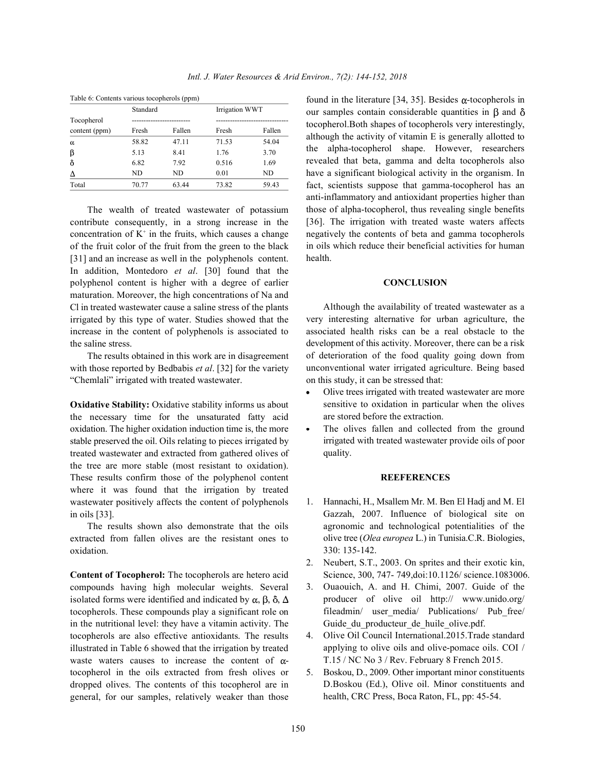Table 6: Contents various tocopherols (ppm)

| Tocopherol content (ppm) | Standard | | Irrigation WWT | |
|---|---|---|---|---|
| | Fresh | Fallen | Fresh | Fallen |
| α | 58.82 | 47.11 | 71.53 | 54.04 |
| β | 5.13 | 8.41 | 1.76 | 3.70 |
| δ | 6.82 | 7.92 | 0.516 | 1.69 |
| Δ | ND | ND | 0.01 | ND |
| Total | 70.77 | 63.44 | 73.82 | 59.43 |

The wealth of treated wastewater of potassium contribute consequently, in a strong increase in the concentration of $K^+$ in the fruits, which causes a change of the fruit color of the fruit from the green to the black [31] and an increase as well in the polyphenols content. In addition, Montedoro *et al*. [30] found that the polyphenol content is higher with a degree of earlier maturation. Moreover, the high concentrations of Na and Cl in treated wastewater cause a saline stress of the plants irrigated by this type of water. Studies showed that the increase in the content of polyphenols is associated to the saline stress.

The results obtained in this work are in disagreement with those reported by Bedbabis *et al*. [32] for the variety "Chemlali" irrigated with treated wastewater.

**Oxidative Stability:** Oxidative stability informs us about the necessary time for the unsaturated fatty acid oxidation. The higher oxidation induction time is, the more stable preserved the oil. Oils relating to pieces irrigated by treated wastewater and extracted from gathered olives of the tree are more stable (most resistant to oxidation). These results confirm those of the polyphenol content where it was found that the irrigation by treated wastewater positively affects the content of polyphenols in oils [33].

The results shown also demonstrate that the oils extracted from fallen olives are the resistant ones to oxidation.

**Content of Tocopherol:** The tocopherols are hetero acid compounds having high molecular weights. Several isolated forms were identified and indicated by α, β, δ, Δ tocopherols. These compounds play a significant role on in the nutritional level: they have a vitamin activity. The tocopherols are also effective antioxidants. The results illustrated in Table 6 showed that the irrigation by treated waste waters causes to increase the content of α-tocopherol in the oils extracted from fresh olives or dropped olives. The contents of this tocopherol are in general, for our samples, relatively weaker than those found in the literature [34, 35]. Besides α-tocopherols in our samples contain considerable quantities in β and δ tocopherol.Both shapes of tocopherols very interestingly, although the activity of vitamin E is generally allotted to the alpha-tocopherol shape. However, researchers revealed that beta, gamma and delta tocopherols also have a significant biological activity in the organism. In fact, scientists suppose that gamma-tocopherol has an anti-inflammatory and antioxidant properties higher than those of alpha-tocopherol, thus revealing single benefits [36]. The irrigation with treated waste waters affects negatively the contents of beta and gamma tocopherols in oils which reduce their beneficial activities for human health.

## CONCLUSION

Although the availability of treated wastewater as a very interesting alternative for urban agriculture, the associated health risks can be a real obstacle to the development of this activity. Moreover, there can be a risk of deterioration of the food quality going down from unconventional water irrigated agriculture. Being based on this study, it can be stressed that:

- Olive trees irrigated with treated wastewater are more sensitive to oxidation in particular when the olives are stored before the extraction.
- The olives fallen and collected from the ground irrigated with treated wastewater provide oils of poor quality.

## REEFERENCES

1. Hannachi, H., Msallem Mr. M. Ben El Hadj and M. El Gazzah, 2007. Influence of biological site on agronomic and technological potentialities of the olive tree (*Olea europea* L.) in Tunisia.C.R. Biologies, 330: 135-142.
2. Neubert, S.T., 2003. On sprites and their exotic kin, Science, 300, 747- 749,doi:10.1126/ science.1083006.
3. Ouaouich, A. and H. Chimi, 2007. Guide of the producer of olive oil http:// www.unido.org/ fileadmin/ user_media/ Publications/ Pub_free/ Guide_du_producteur_de_huile_olive.pdf.
4. Olive Oil Council International.2015.Trade standard applying to olive oils and olive-pomace oils. COI / T.15 / NC No 3 / Rev. February 8 French 2015.
5. Boskou, D., 2009. Other important minor constituents D.Boskou (Ed.), Olive oil. Minor constituents and health, CRC Press, Boca Raton, FL, pp: 45-54.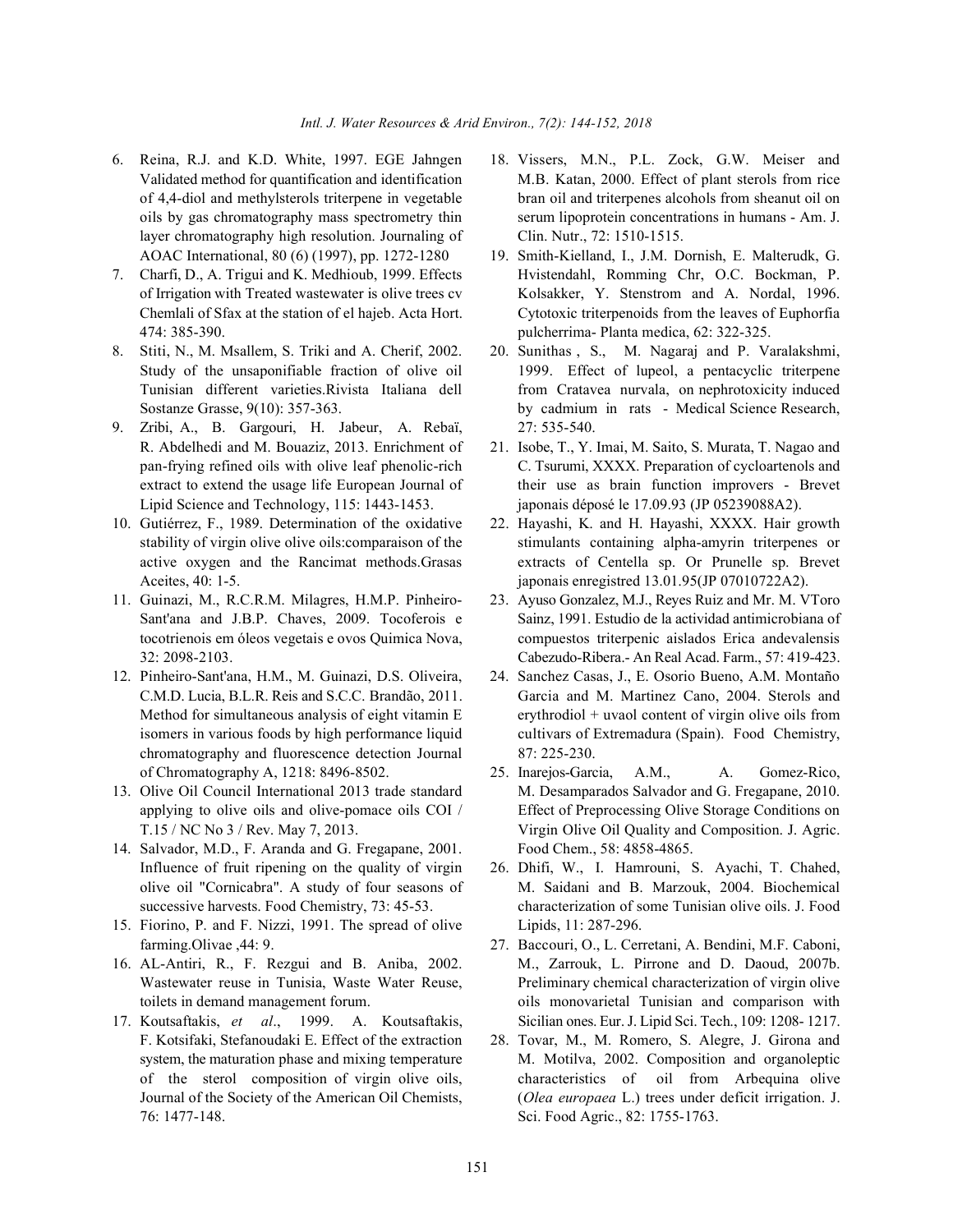6. Reina, R.J. and K.D. White, 1997. EGE Jahngen Validated method for quantification and identification of 4,4-diol and methylsterols triterpene in vegetable oils by gas chromatography mass spectrometry thin layer chromatography high resolution. Journaling of AOAC International, 80 (6) (1997), pp. 1272-1280
7. Charfi, D., A. Trigui and K. Medhioub, 1999. Effects of Irrigation with Treated wastewater is olive trees cv Chemlali of Sfax at the station of el hajeb. Acta Hort. 474: 385-390.
8. Stiti, N., M. Msallem, S. Triki and A. Cherif, 2002. Study of the unsaponifiable fraction of olive oil Tunisian different varieties.Rivista Italiana dell Sostanze Grasse, 9(10): 357-363.
9. Zribi, A., B. Gargouri, H. Jabeur, A. Rebaï, R. Abdelhedi and M. Bouaziz, 2013. Enrichment of pan-frying refined oils with olive leaf phenolic-rich extract to extend the usage life European Journal of Lipid Science and Technology, 115: 1443-1453.
10. Gutiérrez, F., 1989. Determination of the oxidative stability of virgin olive olive oils:comparaison of the active oxygen and the Rancimat methods.Grasas Aceites, 40: 1-5.
11. Guinazi, M., R.C.R.M. Milagres, H.M.P. Pinheiro-Sant'ana and J.B.P. Chaves, 2009. Tocoferois e tocotrienois em óleos vegetais e ovos Quimica Nova, 32: 2098-2103.
12. Pinheiro-Sant'ana, H.M., M. Guinazi, D.S. Oliveira, C.M.D. Lucia, B.L.R. Reis and S.C.C. Brandão, 2011. Method for simultaneous analysis of eight vitamin E isomers in various foods by high performance liquid chromatography and fluorescence detection Journal of Chromatography A, 1218: 8496-8502.
13. Olive Oil Council International 2013 trade standard applying to olive oils and olive-pomace oils COI / T.15 / NC No 3 / Rev. May 7, 2013.
14. Salvador, M.D., F. Aranda and G. Fregapane, 2001. Influence of fruit ripening on the quality of virgin olive oil "Cornicabra". A study of four seasons of successive harvests. Food Chemistry, 73: 45-53.
15. Fiorino, P. and F. Nizzi, 1991. The spread of olive farming.Olivae ,44: 9.
16. AL-Antiri, R., F. Rezgui and B. Aniba, 2002. Wastewater reuse in Tunisia, Waste Water Reuse, toilets in demand management forum.
17. Koutsaftakis, *et al*., 1999. A. Koutsaftakis, F. Kotsifaki, Stefanoudaki E. Effect of the extraction system, the maturation phase and mixing temperature of the sterol composition of virgin olive oils, Journal of the Society of the American Oil Chemists, 76: 1477-148.
18. Vissers, M.N., P.L. Zock, G.W. Meiser and M.B. Katan, 2000. Effect of plant sterols from rice bran oil and triterpenes alcohols from sheanut oil on serum lipoprotein concentrations in humans - Am. J. Clin. Nutr., 72: 1510-1515.
19. Smith-Kielland, I., J.M. Dornish, E. Malterudk, G. Hvistendahl, Romming Chr, O.C. Bockman, P. Kolsakker, Y. Stenstrom and A. Nordal, 1996. Cytotoxic triterpenoids from the leaves of Euphorfia pulcherrima- Planta medica, 62: 322-325.
20. Sunithas , S., M. Nagaraj and P. Varalakshmi, 1999. Effect of lupeol, a pentacyclic triterpene from Cratavea nurvala, on nephrotoxicity induced by cadmium in rats - Medical Science Research, 27: 535-540.
21. Isobe, T., Y. Imai, M. Saito, S. Murata, T. Nagao and C. Tsurumi, XXXX. Preparation of cycloartenols and their use as brain function improvers - Brevet japonais déposé le 17.09.93 (JP 05239088A2).
22. Hayashi, K. and H. Hayashi, XXXX. Hair growth stimulants containing alpha-amyrin triterpenes or extracts of Centella sp. Or Prunelle sp. Brevet japonais enregistred 13.01.95(JP 07010722A2).
23. Ayuso Gonzalez, M.J., Reyes Ruiz and Mr. M. VToro Sainz, 1991. Estudio de la actividad antimicrobiana of compuestos triterpenic aislados Erica andevalensis Cabezudo-Ribera.- An Real Acad. Farm., 57: 419-423.
24. Sanchez Casas, J., E. Osorio Bueno, A.M. Montaño Garcia and M. Martinez Cano, 2004. Sterols and erythrodiol + uvaol content of virgin olive oils from cultivars of Extremadura (Spain). Food Chemistry, 87: 225-230.
25. Inarejos-Garcia, A.M., A. Gomez-Rico, M. Desamparados Salvador and G. Fregapane, 2010. Effect of Preprocessing Olive Storage Conditions on Virgin Olive Oil Quality and Composition. J. Agric. Food Chem., 58: 4858-4865.
26. Dhifi, W., I. Hamrouni, S. Ayachi, T. Chahed, M. Saidani and B. Marzouk, 2004. Biochemical characterization of some Tunisian olive oils. J. Food Lipids, 11: 287-296.
27. Baccouri, O., L. Cerretani, A. Bendini, M.F. Caboni, M., Zarrouk, L. Pirrone and D. Daoud, 2007b. Preliminary chemical characterization of virgin olive oils monovarietal Tunisian and comparison with Sicilian ones. Eur. J. Lipid Sci. Tech., 109: 1208- 1217.
28. Tovar, M., M. Romero, S. Alegre, J. Girona and M. Motilva, 2002. Composition and organoleptic characteristics of oil from Arbequina olive (*Olea europaea* L.) trees under deficit irrigation. J. Sci. Food Agric., 82: 1755-1763.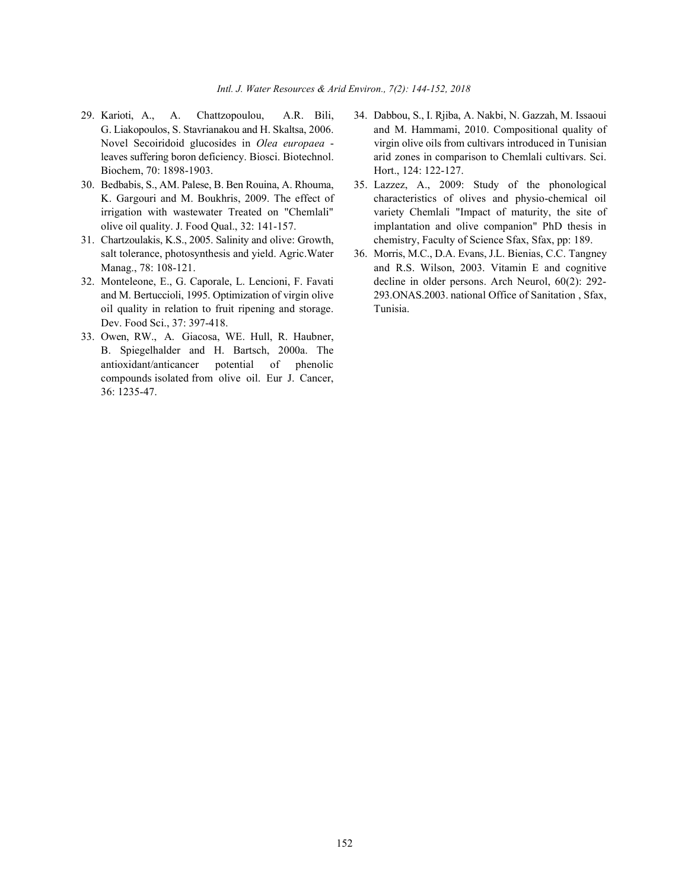29. Karioti, A., A. Chattzopoulou, A.R. Bili, G. Liakopoulos, S. Stavrianakou and H. Skaltsa, 2006. Novel Secoiridoid glucosides in *Olea europaea* - leaves suffering boron deficiency. Biosci. Biotechnol. Biochem, 70: 1898-1903.
30. Bedbabis, S., AM. Palese, B. Ben Rouina, A. Rhouma, K. Gargouri and M. Boukhris, 2009. The effect of irrigation with wastewater Treated on "Chemlali" olive oil quality. J. Food Qual., 32: 141-157.
31. Chartzoulakis, K.S., 2005. Salinity and olive: Growth, salt tolerance, photosynthesis and yield. Agric.Water Manag., 78: 108-121.
32. Monteleone, E., G. Caporale, L. Lencioni, F. Favati and M. Bertuccioli, 1995. Optimization of virgin olive oil quality in relation to fruit ripening and storage. Dev. Food Sci., 37: 397-418.
33. Owen, RW., A. Giacosa, WE. Hull, R. Haubner, B. Spiegelhalder and H. Bartsch, 2000a. The antioxidant/anticancer potential of phenolic compounds isolated from olive oil. Eur J. Cancer, 36: 1235-47.
34. Dabbou, S., I. Rjiba, A. Nakbi, N. Gazzah, M. Issaoui and M. Hammami, 2010. Compositional quality of virgin olive oils from cultivars introduced in Tunisian arid zones in comparison to Chemlali cultivars. Sci. Hort., 124: 122-127.
35. Lazzez, A., 2009: Study of the phonological characteristics of olives and physio-chemical oil variety Chemlali "Impact of maturity, the site of implantation and olive companion" PhD thesis in chemistry, Faculty of Science Sfax, Sfax, pp: 189.
36. Morris, M.C., D.A. Evans, J.L. Bienias, C.C. Tangney and R.S. Wilson, 2003. Vitamin E and cognitive decline in older persons. Arch Neurol, 60(2): 292-293.ONAS.2003. national Office of Sanitation , Sfax, Tunisia.